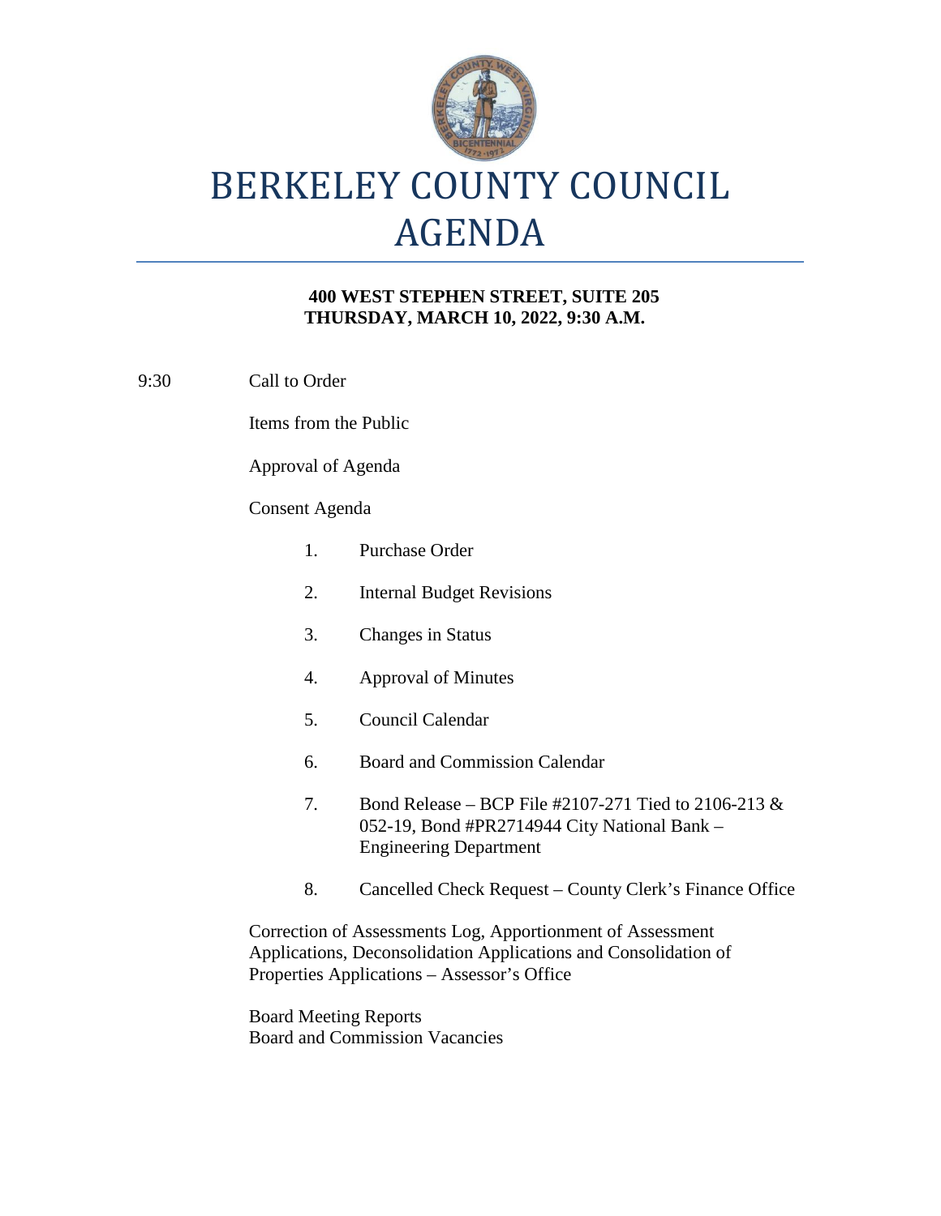# BERKELEY COUNTY COUNCIL AGENDA

**400 WEST STEPHEN STREET, SUITE 205**
**THURSDAY, MARCH 10, 2022, 9:30 A.M.**

9:30 Call to Order

Items from the Public

Approval of Agenda

Consent Agenda

1. Purchase Order
2. Internal Budget Revisions
3. Changes in Status
4. Approval of Minutes
5. Council Calendar
6. Board and Commission Calendar
7. Bond Release – BCP File #2107-271 Tied to 2106-213 & 052-19, Bond #PR2714944 City National Bank – Engineering Department
8. Cancelled Check Request – County Clerk's Finance Office

Correction of Assessments Log, Apportionment of Assessment Applications, Deconsolidation Applications and Consolidation of Properties Applications – Assessor's Office

Board Meeting Reports
Board and Commission Vacancies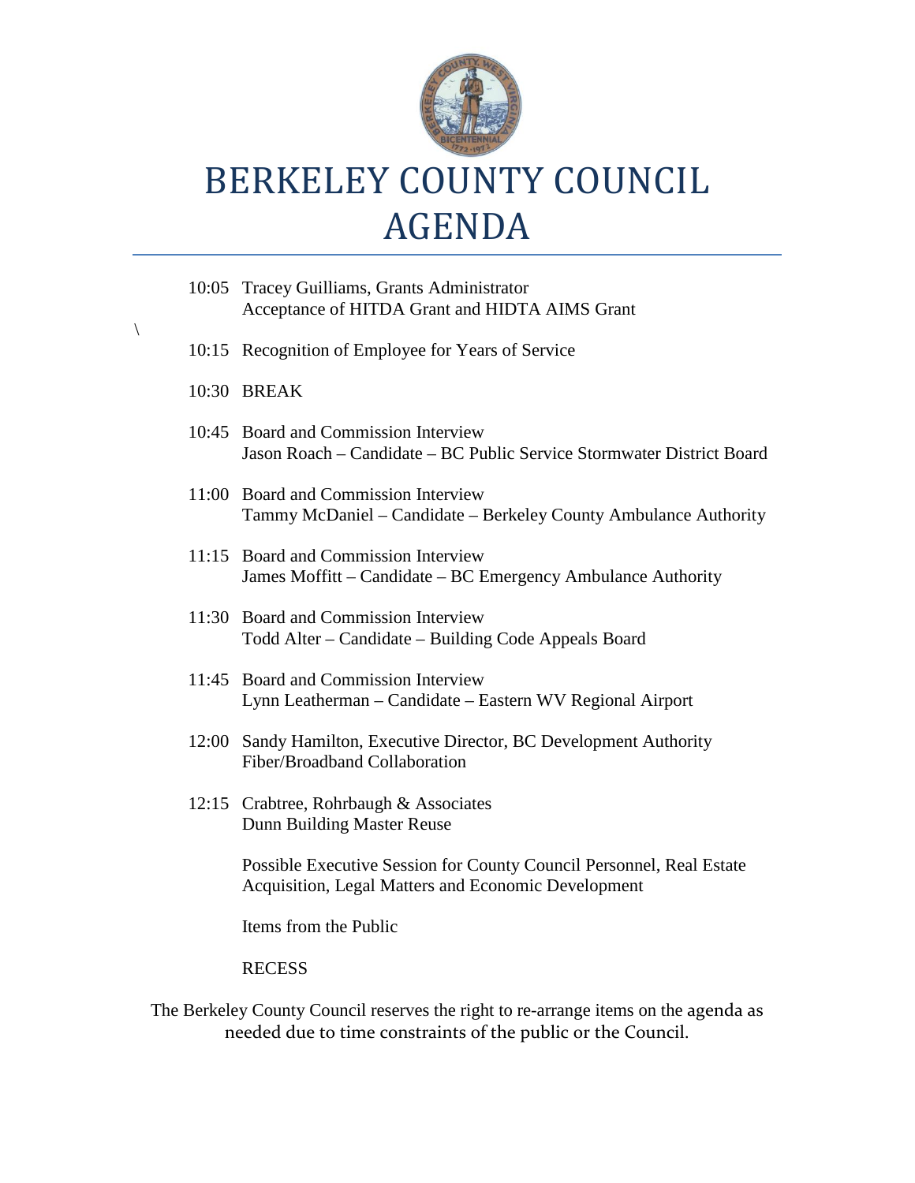# BERKELEY COUNTY COUNCIL AGENDA

10:05 Tracey Guilliams, Grants Administrator
Acceptance of HITDA Grant and HIDTA AIMS Grant

\

10:15 Recognition of Employee for Years of Service

10:30 BREAK

10:45 Board and Commission Interview
Jason Roach – Candidate – BC Public Service Stormwater District Board

11:00 Board and Commission Interview
Tammy McDaniel – Candidate – Berkeley County Ambulance Authority

11:15 Board and Commission Interview
James Moffitt – Candidate – BC Emergency Ambulance Authority

11:30 Board and Commission Interview
Todd Alter – Candidate – Building Code Appeals Board

11:45 Board and Commission Interview
Lynn Leatherman – Candidate – Eastern WV Regional Airport

12:00 Sandy Hamilton, Executive Director, BC Development Authority
Fiber/Broadband Collaboration

12:15 Crabtree, Rohrbaugh & Associates
Dunn Building Master Reuse

Possible Executive Session for County Council Personnel, Real Estate Acquisition, Legal Matters and Economic Development

Items from the Public

RECESS

The Berkeley County Council reserves the right to re-arrange items on the agenda as needed due to time constraints of the public or the Council.